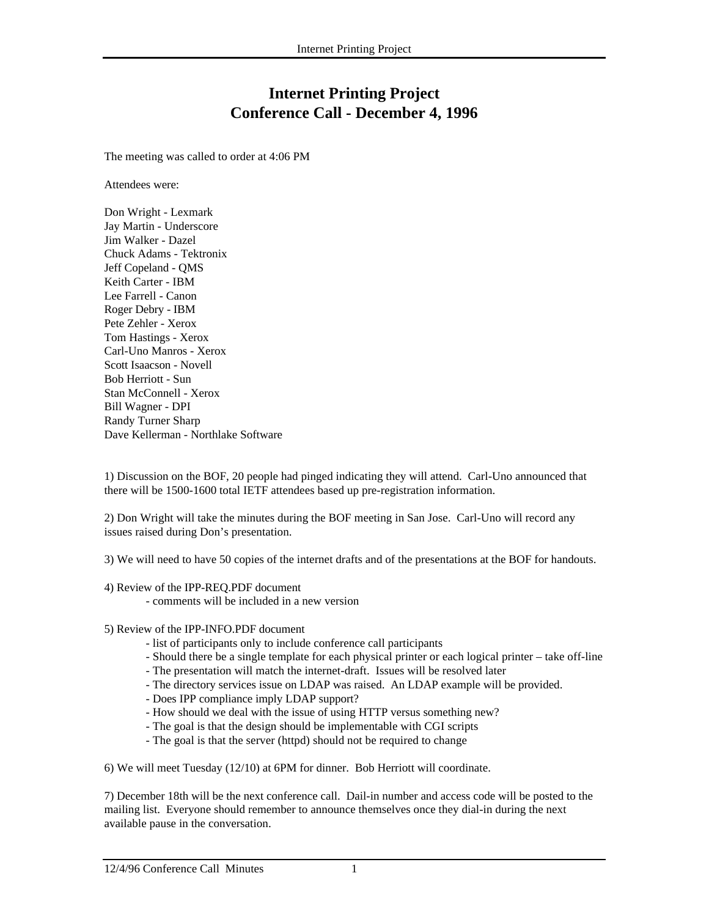# Internet Printing Project
# Conference Call - December 4, 1996

The meeting was called to order at 4:06 PM

Attendees were:

Don Wright - Lexmark
Jay Martin - Underscore
Jim Walker - Dazel
Chuck Adams - Tektronix
Jeff Copeland - QMS
Keith Carter - IBM
Lee Farrell - Canon
Roger Debry - IBM
Pete Zehler - Xerox
Tom Hastings - Xerox
Carl-Uno Manros - Xerox
Scott Isaacson - Novell
Bob Herriott - Sun
Stan McConnell - Xerox
Bill Wagner - DPI
Randy Turner Sharp
Dave Kellerman - Northlake Software

1) Discussion on the BOF, 20 people had pinged indicating they will attend. Carl-Uno announced that there will be 1500-1600 total IETF attendees based up pre-registration information.

2) Don Wright will take the minutes during the BOF meeting in San Jose. Carl-Uno will record any issues raised during Don's presentation.

3) We will need to have 50 copies of the internet drafts and of the presentations at the BOF for handouts.

4) Review of the IPP-REQ.PDF document
   - comments will be included in a new version

5) Review of the IPP-INFO.PDF document
   - list of participants only to include conference call participants
   - Should there be a single template for each physical printer or each logical printer – take off-line
   - The presentation will match the internet-draft. Issues will be resolved later
   - The directory services issue on LDAP was raised. An LDAP example will be provided.
   - Does IPP compliance imply LDAP support?
   - How should we deal with the issue of using HTTP versus something new?
   - The goal is that the design should be implementable with CGI scripts
   - The goal is that the server (httpd) should not be required to change

6) We will meet Tuesday (12/10) at 6PM for dinner. Bob Herriott will coordinate.

7) December 18th will be the next conference call. Dail-in number and access code will be posted to the mailing list. Everyone should remember to announce themselves once they dial-in during the next available pause in the conversation.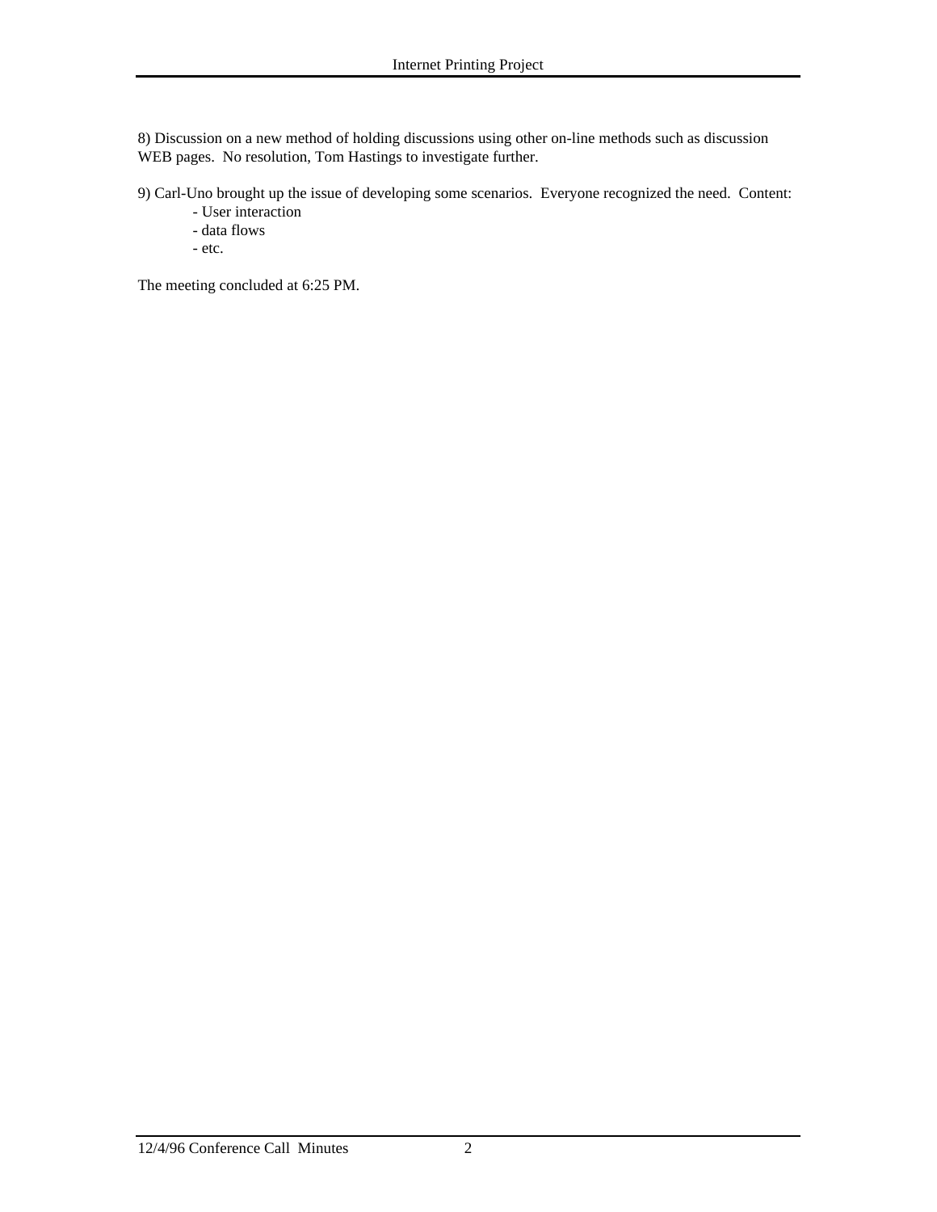8) Discussion on a new method of holding discussions using other on-line methods such as discussion WEB pages. No resolution, Tom Hastings to investigate further.

9) Carl-Uno brought up the issue of developing some scenarios. Everyone recognized the need. Content:

- User interaction
- data flows
- etc.

The meeting concluded at 6:25 PM.